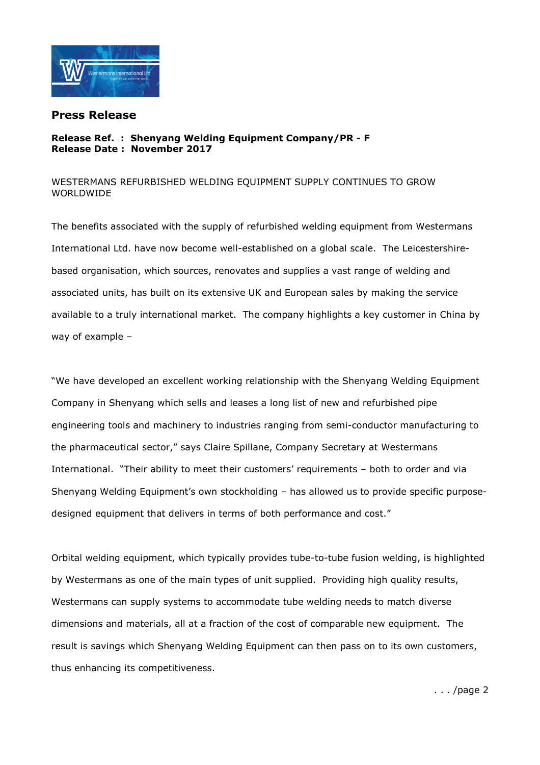# Press Release

**Release Ref. : Shenyang Welding Equipment Company/PR - F**
**Release Date : November 2017**

WESTERMANS REFURBISHED WELDING EQUIPMENT SUPPLY CONTINUES TO GROW WORLDWIDE

The benefits associated with the supply of refurbished welding equipment from Westermans International Ltd. have now become well-established on a global scale. The Leicestershire-based organisation, which sources, renovates and supplies a vast range of welding and associated units, has built on its extensive UK and European sales by making the service available to a truly international market. The company highlights a key customer in China by way of example –

"We have developed an excellent working relationship with the Shenyang Welding Equipment Company in Shenyang which sells and leases a long list of new and refurbished pipe engineering tools and machinery to industries ranging from semi-conductor manufacturing to the pharmaceutical sector," says Claire Spillane, Company Secretary at Westermans International. "Their ability to meet their customers' requirements – both to order and via Shenyang Welding Equipment's own stockholding – has allowed us to provide specific purpose-designed equipment that delivers in terms of both performance and cost."

Orbital welding equipment, which typically provides tube-to-tube fusion welding, is highlighted by Westermans as one of the main types of unit supplied. Providing high quality results, Westermans can supply systems to accommodate tube welding needs to match diverse dimensions and materials, all at a fraction of the cost of comparable new equipment. The result is savings which Shenyang Welding Equipment can then pass on to its own customers, thus enhancing its competitiveness.

. . . /page 2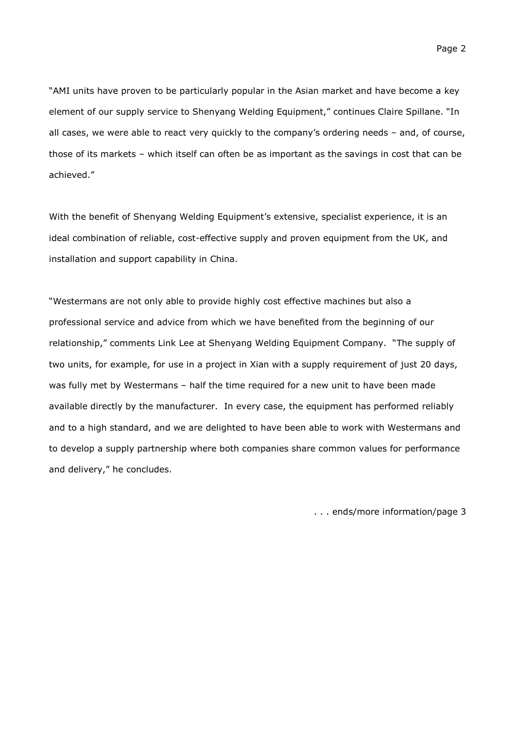"AMI units have proven to be particularly popular in the Asian market and have become a key element of our supply service to Shenyang Welding Equipment," continues Claire Spillane. "In all cases, we were able to react very quickly to the company's ordering needs – and, of course, those of its markets – which itself can often be as important as the savings in cost that can be achieved."

With the benefit of Shenyang Welding Equipment's extensive, specialist experience, it is an ideal combination of reliable, cost-effective supply and proven equipment from the UK, and installation and support capability in China.

"Westermans are not only able to provide highly cost effective machines but also a professional service and advice from which we have benefited from the beginning of our relationship," comments Link Lee at Shenyang Welding Equipment Company. "The supply of two units, for example, for use in a project in Xian with a supply requirement of just 20 days, was fully met by Westermans – half the time required for a new unit to have been made available directly by the manufacturer. In every case, the equipment has performed reliably and to a high standard, and we are delighted to have been able to work with Westermans and to develop a supply partnership where both companies share common values for performance and delivery," he concludes.

. . . ends/more information/page 3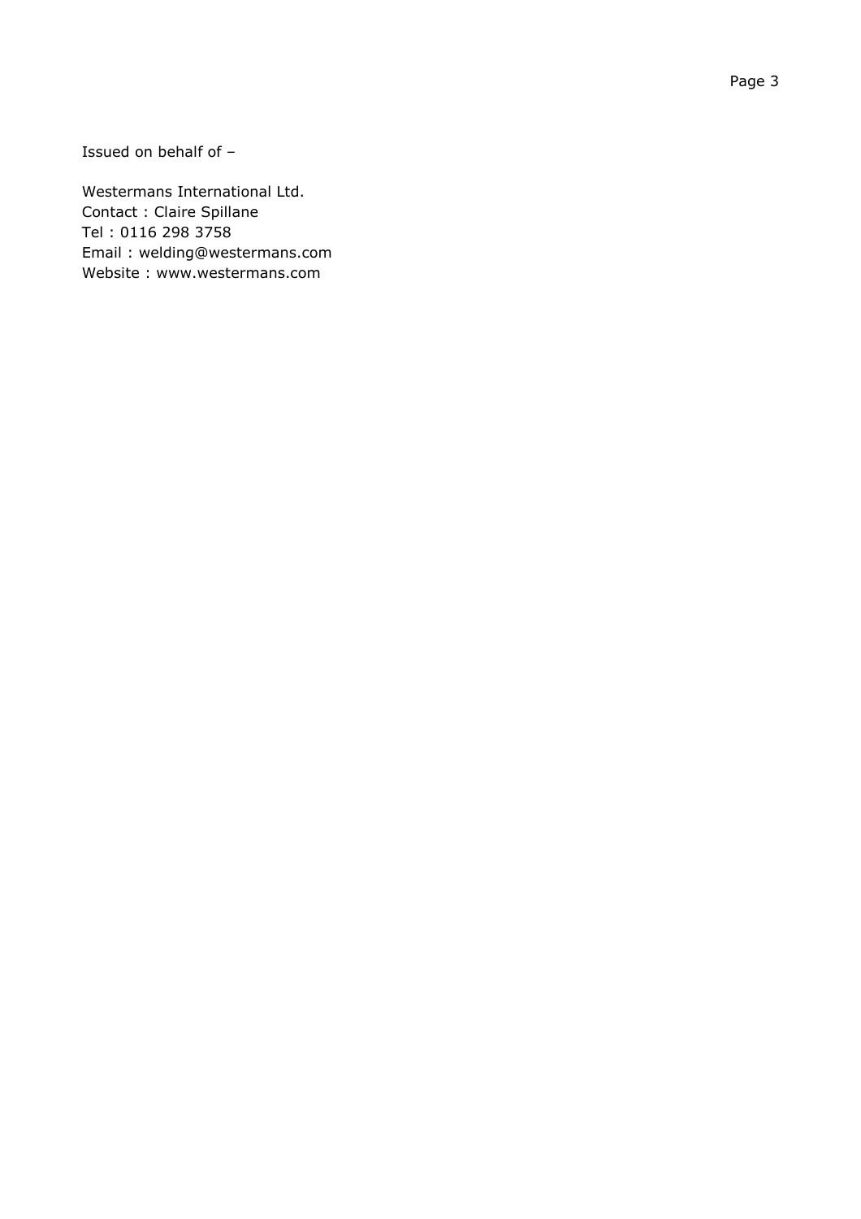Issued on behalf of –

Westermans International Ltd.
Contact : Claire Spillane
Tel : 0116 298 3758
Email : welding@westermans.com
Website : www.westermans.com